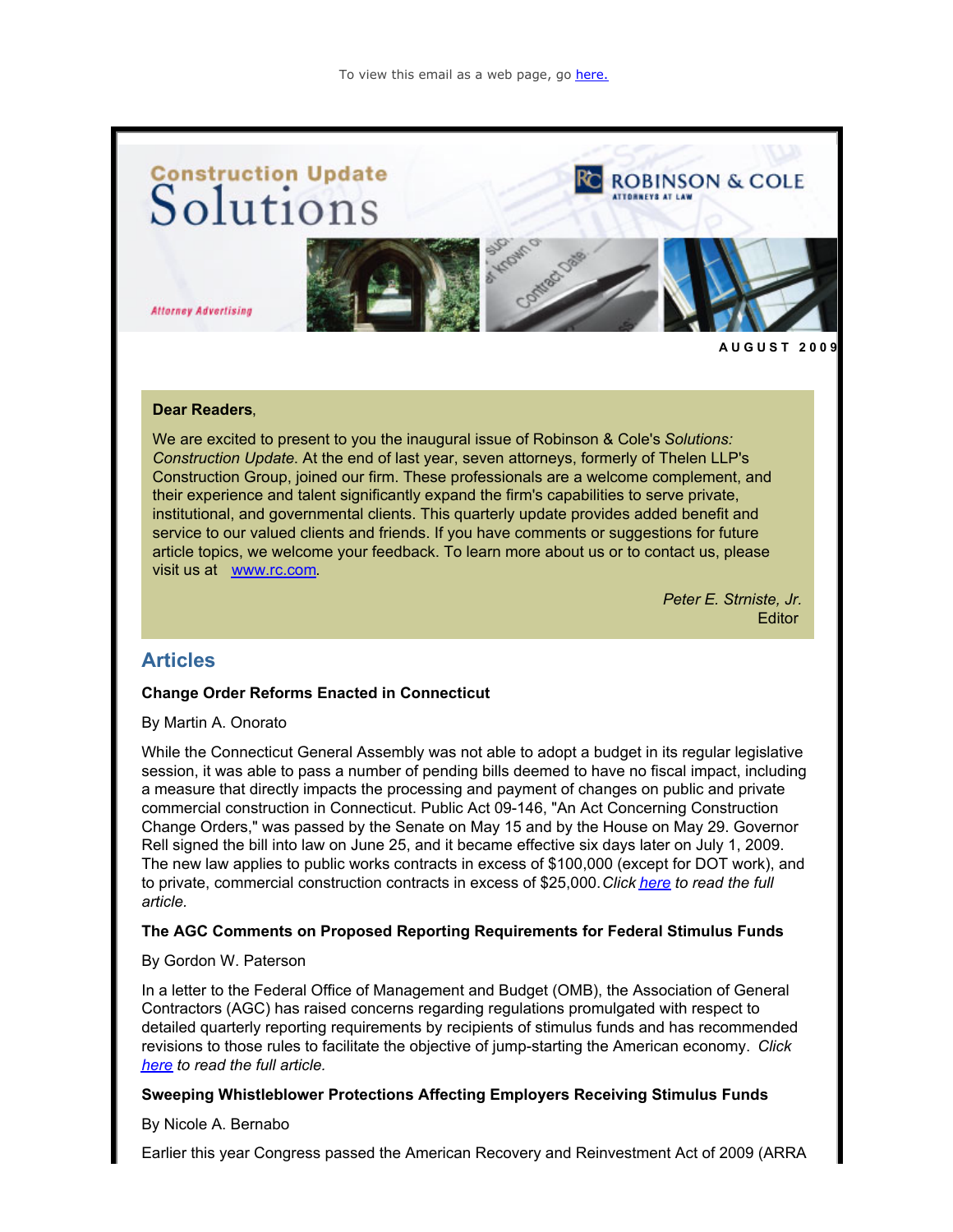To view this email as a web page, go here.

Construction Update

# Solutions

ROBINSON & COLE
ATTORNEYS AT LAW

*Attorney Advertising*

AUGUST 2009

**Dear Readers**,

We are excited to present to you the inaugural issue of Robinson & Cole's *Solutions: Construction Update*. At the end of last year, seven attorneys, formerly of Thelen LLP's Construction Group, joined our firm. These professionals are a welcome complement, and their experience and talent significantly expand the firm's capabilities to serve private, institutional, and governmental clients. This quarterly update provides added benefit and service to our valued clients and friends. If you have comments or suggestions for future article topics, we welcome your feedback. To learn more about us or to contact us, please visit us at www.rc.com.

*Peter E. Strniste, Jr.*
Editor

## Articles

**Change Order Reforms Enacted in Connecticut**

By Martin A. Onorato

While the Connecticut General Assembly was not able to adopt a budget in its regular legislative session, it was able to pass a number of pending bills deemed to have no fiscal impact, including a measure that directly impacts the processing and payment of changes on public and private commercial construction in Connecticut. Public Act 09-146, "An Act Concerning Construction Change Orders," was passed by the Senate on May 15 and by the House on May 29. Governor Rell signed the bill into law on June 25, and it became effective six days later on July 1, 2009. The new law applies to public works contracts in excess of $100,000 (except for DOT work), and to private, commercial construction contracts in excess of $25,000. *Click here to read the full article.*

**The AGC Comments on Proposed Reporting Requirements for Federal Stimulus Funds**

By Gordon W. Paterson

In a letter to the Federal Office of Management and Budget (OMB), the Association of General Contractors (AGC) has raised concerns regarding regulations promulgated with respect to detailed quarterly reporting requirements by recipients of stimulus funds and has recommended revisions to those rules to facilitate the objective of jump-starting the American economy. *Click here to read the full article.*

**Sweeping Whistleblower Protections Affecting Employers Receiving Stimulus Funds**

By Nicole A. Bernabo

Earlier this year Congress passed the American Recovery and Reinvestment Act of 2009 (ARRA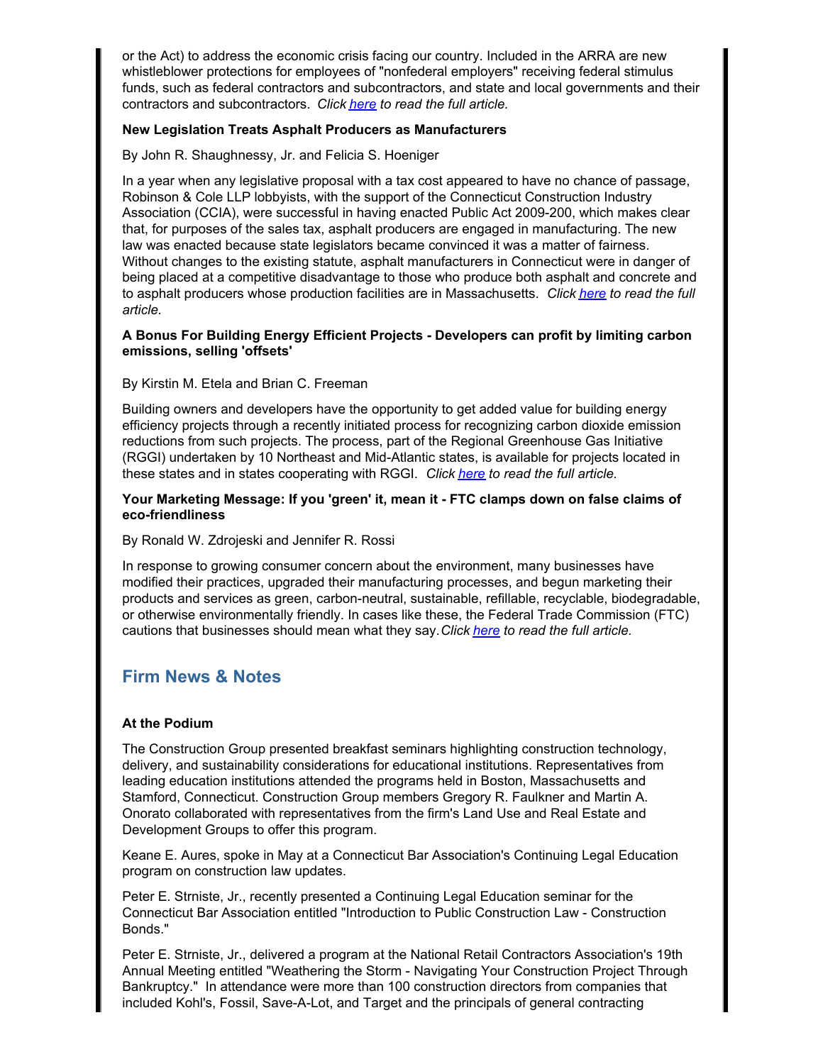or the Act) to address the economic crisis facing our country. Included in the ARRA are new whistleblower protections for employees of "nonfederal employers" receiving federal stimulus funds, such as federal contractors and subcontractors, and state and local governments and their contractors and subcontractors. *Click here to read the full article.*

**New Legislation Treats Asphalt Producers as Manufacturers**

By John R. Shaughnessy, Jr. and Felicia S. Hoeniger

In a year when any legislative proposal with a tax cost appeared to have no chance of passage, Robinson & Cole LLP lobbyists, with the support of the Connecticut Construction Industry Association (CCIA), were successful in having enacted Public Act 2009-200, which makes clear that, for purposes of the sales tax, asphalt producers are engaged in manufacturing. The new law was enacted because state legislators became convinced it was a matter of fairness. Without changes to the existing statute, asphalt manufacturers in Connecticut were in danger of being placed at a competitive disadvantage to those who produce both asphalt and concrete and to asphalt producers whose production facilities are in Massachusetts. *Click here to read the full article.*

**A Bonus For Building Energy Efficient Projects - Developers can profit by limiting carbon emissions, selling 'offsets'**

By Kirstin M. Etela and Brian C. Freeman

Building owners and developers have the opportunity to get added value for building energy efficiency projects through a recently initiated process for recognizing carbon dioxide emission reductions from such projects. The process, part of the Regional Greenhouse Gas Initiative (RGGI) undertaken by 10 Northeast and Mid-Atlantic states, is available for projects located in these states and in states cooperating with RGGI. *Click here to read the full article.*

**Your Marketing Message: If you 'green' it, mean it - FTC clamps down on false claims of eco-friendliness**

By Ronald W. Zdrojeski and Jennifer R. Rossi

In response to growing consumer concern about the environment, many businesses have modified their practices, upgraded their manufacturing processes, and begun marketing their products and services as green, carbon-neutral, sustainable, refillable, recyclable, biodegradable, or otherwise environmentally friendly. In cases like these, the Federal Trade Commission (FTC) cautions that businesses should mean what they say. *Click here to read the full article.*

## Firm News & Notes

**At the Podium**

The Construction Group presented breakfast seminars highlighting construction technology, delivery, and sustainability considerations for educational institutions. Representatives from leading education institutions attended the programs held in Boston, Massachusetts and Stamford, Connecticut. Construction Group members Gregory R. Faulkner and Martin A. Onorato collaborated with representatives from the firm's Land Use and Real Estate and Development Groups to offer this program.

Keane E. Aures, spoke in May at a Connecticut Bar Association's Continuing Legal Education program on construction law updates.

Peter E. Strniste, Jr., recently presented a Continuing Legal Education seminar for the Connecticut Bar Association entitled "Introduction to Public Construction Law - Construction Bonds."

Peter E. Strniste, Jr., delivered a program at the National Retail Contractors Association's 19th Annual Meeting entitled "Weathering the Storm - Navigating Your Construction Project Through Bankruptcy." In attendance were more than 100 construction directors from companies that included Kohl's, Fossil, Save-A-Lot, and Target and the principals of general contracting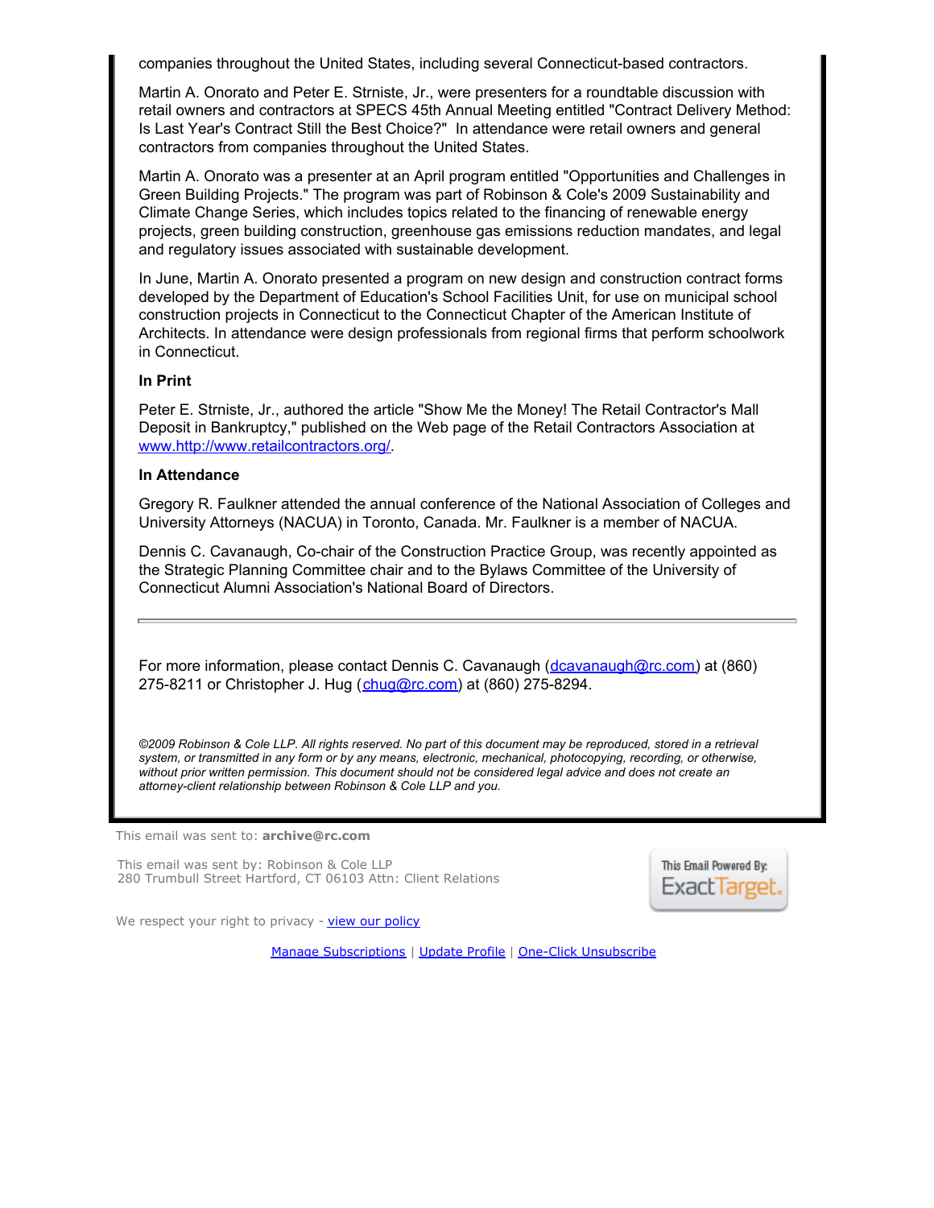companies throughout the United States, including several Connecticut-based contractors.

Martin A. Onorato and Peter E. Strniste, Jr., were presenters for a roundtable discussion with retail owners and contractors at SPECS 45th Annual Meeting entitled "Contract Delivery Method: Is Last Year's Contract Still the Best Choice?" In attendance were retail owners and general contractors from companies throughout the United States.

Martin A. Onorato was a presenter at an April program entitled "Opportunities and Challenges in Green Building Projects." The program was part of Robinson & Cole's 2009 Sustainability and Climate Change Series, which includes topics related to the financing of renewable energy projects, green building construction, greenhouse gas emissions reduction mandates, and legal and regulatory issues associated with sustainable development.

In June, Martin A. Onorato presented a program on new design and construction contract forms developed by the Department of Education's School Facilities Unit, for use on municipal school construction projects in Connecticut to the Connecticut Chapter of the American Institute of Architects. In attendance were design professionals from regional firms that perform schoolwork in Connecticut.

**In Print**

Peter E. Strniste, Jr., authored the article "Show Me the Money! The Retail Contractor's Mall Deposit in Bankruptcy," published on the Web page of the Retail Contractors Association at [www.http://www.retailcontractors.org/](www.http://www.retailcontractors.org/).

**In Attendance**

Gregory R. Faulkner attended the annual conference of the National Association of Colleges and University Attorneys (NACUA) in Toronto, Canada. Mr. Faulkner is a member of NACUA.

Dennis C. Cavanaugh, Co-chair of the Construction Practice Group, was recently appointed as the Strategic Planning Committee chair and to the Bylaws Committee of the University of Connecticut Alumni Association's National Board of Directors.

---

For more information, please contact Dennis C. Cavanaugh ([dcavanaugh@rc.com](mailto:dcavanaugh@rc.com)) at (860) 275-8211 or Christopher J. Hug ([chug@rc.com](mailto:chug@rc.com)) at (860) 275-8294.

*©2009 Robinson & Cole LLP. All rights reserved. No part of this document may be reproduced, stored in a retrieval system, or transmitted in any form or by any means, electronic, mechanical, photocopying, recording, or otherwise, without prior written permission. This document should not be considered legal advice and does not create an attorney-client relationship between Robinson & Cole LLP and you.*

This email was sent to: **archive@rc.com**

This email was sent by: Robinson & Cole LLP
280 Trumbull Street Hartford, CT 06103 Attn: Client Relations

This Email Powered By: ExactTarget.

We respect your right to privacy - view our policy

Manage Subscriptions | Update Profile | One-Click Unsubscribe